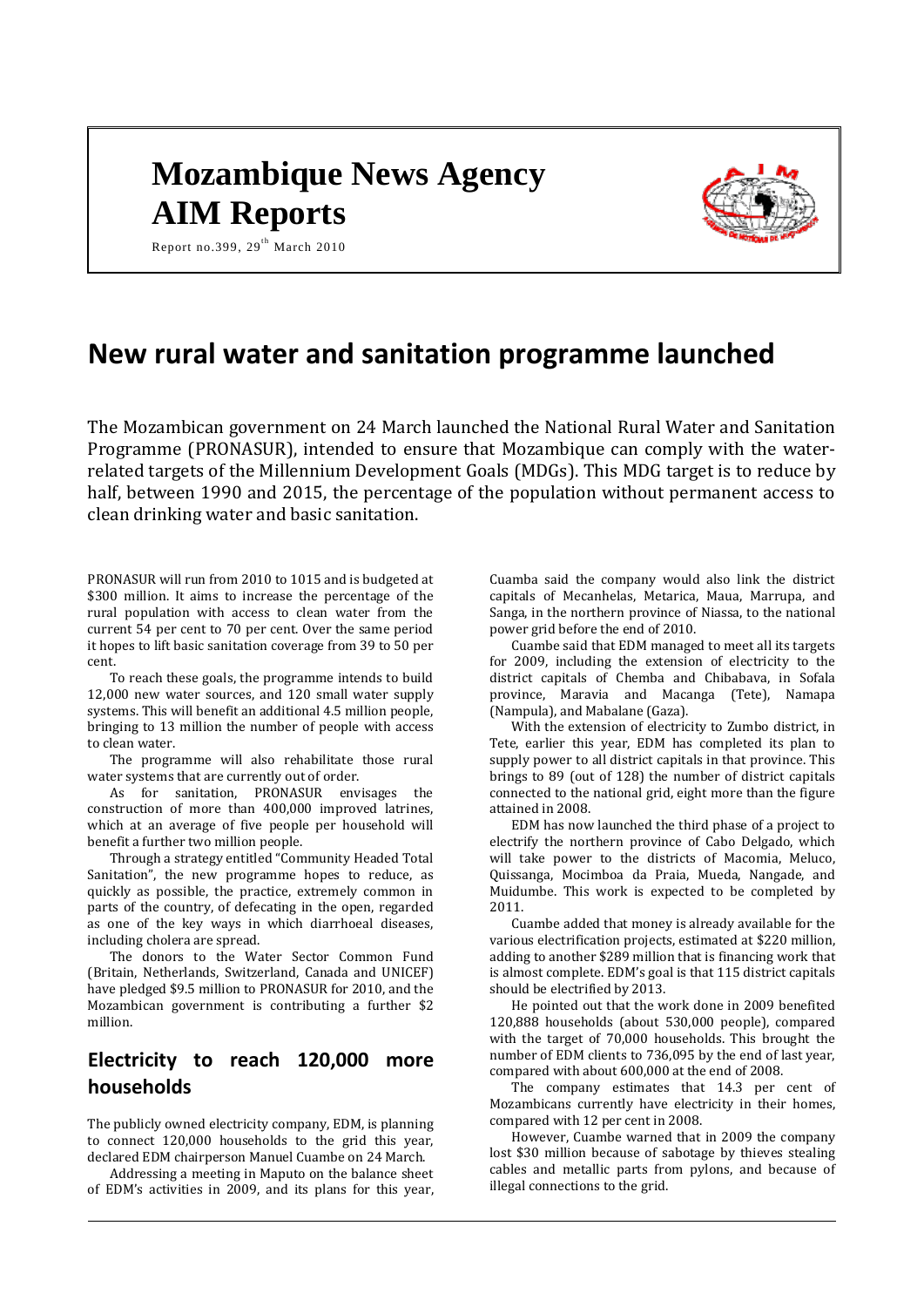# Mozambique News Agency
# AIM Reports

Report no.399, 29th March 2010

## New rural water and sanitation programme launched

The Mozambican government on 24 March launched the National Rural Water and Sanitation Programme (PRONASUR), intended to ensure that Mozambique can comply with the water-related targets of the Millennium Development Goals (MDGs). This MDG target is to reduce by half, between 1990 and 2015, the percentage of the population without permanent access to clean drinking water and basic sanitation.

PRONASUR will run from 2010 to 1015 and is budgeted at $300 million. It aims to increase the percentage of the rural population with access to clean water from the current 54 per cent to 70 per cent. Over the same period it hopes to lift basic sanitation coverage from 39 to 50 per cent.

To reach these goals, the programme intends to build 12,000 new water sources, and 120 small water supply systems. This will benefit an additional 4.5 million people, bringing to 13 million the number of people with access to clean water.

The programme will also rehabilitate those rural water systems that are currently out of order.

As for sanitation, PRONASUR envisages the construction of more than 400,000 improved latrines, which at an average of five people per household will benefit a further two million people.

Through a strategy entitled "Community Headed Total Sanitation", the new programme hopes to reduce, as quickly as possible, the practice, extremely common in parts of the country, of defecating in the open, regarded as one of the key ways in which diarrhoeal diseases, including cholera are spread.

The donors to the Water Sector Common Fund (Britain, Netherlands, Switzerland, Canada and UNICEF) have pledged $9.5 million to PRONASUR for 2010, and the Mozambican government is contributing a further $2 million.

## Electricity to reach 120,000 more households

The publicly owned electricity company, EDM, is planning to connect 120,000 households to the grid this year, declared EDM chairperson Manuel Cuambe on 24 March.

Addressing a meeting in Maputo on the balance sheet of EDM's activities in 2009, and its plans for this year, Cuamba said the company would also link the district capitals of Mecanhelas, Metarica, Maua, Marrupa, and Sanga, in the northern province of Niassa, to the national power grid before the end of 2010.

Cuambe said that EDM managed to meet all its targets for 2009, including the extension of electricity to the district capitals of Chemba and Chibabava, in Sofala province, Maravia and Macanga (Tete), Namapa (Nampula), and Mabalane (Gaza).

With the extension of electricity to Zumbo district, in Tete, earlier this year, EDM has completed its plan to supply power to all district capitals in that province. This brings to 89 (out of 128) the number of district capitals connected to the national grid, eight more than the figure attained in 2008.

EDM has now launched the third phase of a project to electrify the northern province of Cabo Delgado, which will take power to the districts of Macomia, Meluco, Quissanga, Mocimboa da Praia, Mueda, Nangade, and Muidumbe. This work is expected to be completed by 2011.

Cuambe added that money is already available for the various electrification projects, estimated at $220 million, adding to another $289 million that is financing work that is almost complete. EDM's goal is that 115 district capitals should be electrified by 2013.

He pointed out that the work done in 2009 benefited 120,888 households (about 530,000 people), compared with the target of 70,000 households. This brought the number of EDM clients to 736,095 by the end of last year, compared with about 600,000 at the end of 2008.

The company estimates that 14.3 per cent of Mozambicans currently have electricity in their homes, compared with 12 per cent in 2008.

However, Cuambe warned that in 2009 the company lost $30 million because of sabotage by thieves stealing cables and metallic parts from pylons, and because of illegal connections to the grid.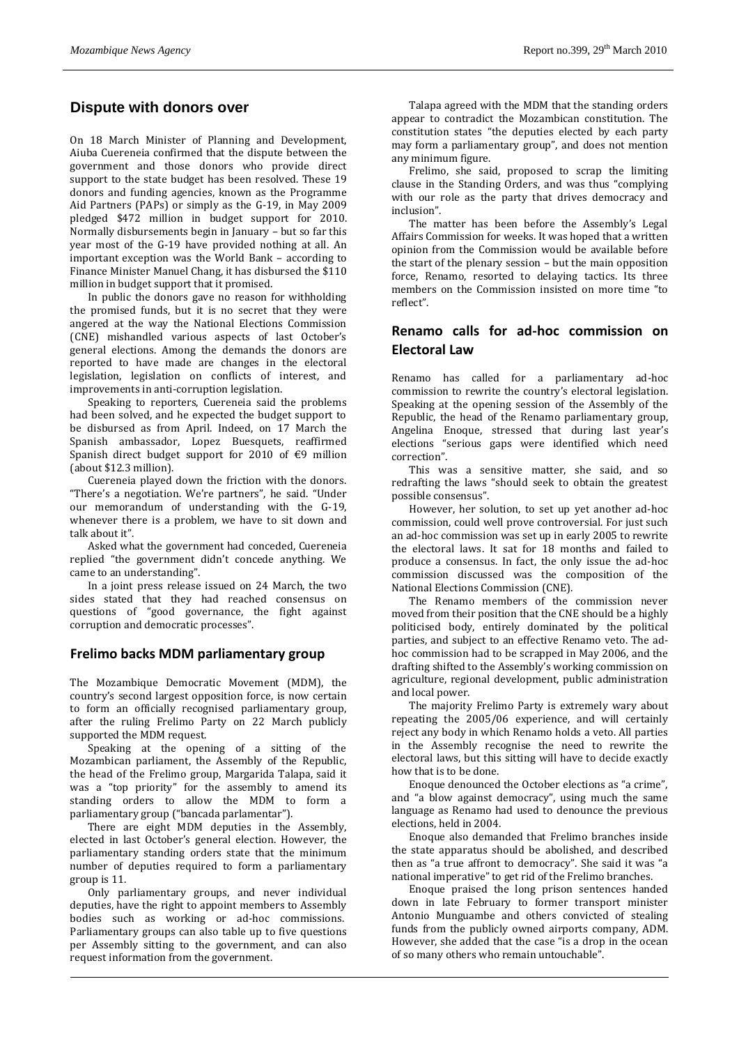## Dispute with donors over

On 18 March Minister of Planning and Development, Aiuba Cuereneia confirmed that the dispute between the government and those donors who provide direct support to the state budget has been resolved. These 19 donors and funding agencies, known as the Programme Aid Partners (PAPs) or simply as the G-19, in May 2009 pledged $472 million in budget support for 2010. Normally disbursements begin in January – but so far this year most of the G-19 have provided nothing at all. An important exception was the World Bank – according to Finance Minister Manuel Chang, it has disbursed the $110 million in budget support that it promised.

In public the donors gave no reason for withholding the promised funds, but it is no secret that they were angered at the way the National Elections Commission (CNE) mishandled various aspects of last October's general elections. Among the demands the donors are reported to have made are changes in the electoral legislation, legislation on conflicts of interest, and improvements in anti-corruption legislation.

Speaking to reporters, Cuereneia said the problems had been solved, and he expected the budget support to be disbursed as from April. Indeed, on 17 March the Spanish ambassador, Lopez Buesquets, reaffirmed Spanish direct budget support for 2010 of €9 million (about $12.3 million).

Cuereneia played down the friction with the donors. "There's a negotiation. We're partners", he said. "Under our memorandum of understanding with the G-19, whenever there is a problem, we have to sit down and talk about it".

Asked what the government had conceded, Cuereneia replied "the government didn't concede anything. We came to an understanding".

In a joint press release issued on 24 March, the two sides stated that they had reached consensus on questions of "good governance, the fight against corruption and democratic processes".

## Frelimo backs MDM parliamentary group

The Mozambique Democratic Movement (MDM), the country's second largest opposition force, is now certain to form an officially recognised parliamentary group, after the ruling Frelimo Party on 22 March publicly supported the MDM request.

Speaking at the opening of a sitting of the Mozambican parliament, the Assembly of the Republic, the head of the Frelimo group, Margarida Talapa, said it was a "top priority" for the assembly to amend its standing orders to allow the MDM to form a parliamentary group ("bancada parlamentar").

There are eight MDM deputies in the Assembly, elected in last October's general election. However, the parliamentary standing orders state that the minimum number of deputies required to form a parliamentary group is 11.

Only parliamentary groups, and never individual deputies, have the right to appoint members to Assembly bodies such as working or ad-hoc commissions. Parliamentary groups can also table up to five questions per Assembly sitting to the government, and can also request information from the government.

Talapa agreed with the MDM that the standing orders appear to contradict the Mozambican constitution. The constitution states "the deputies elected by each party may form a parliamentary group", and does not mention any minimum figure.

Frelimo, she said, proposed to scrap the limiting clause in the Standing Orders, and was thus "complying with our role as the party that drives democracy and inclusion".

The matter has been before the Assembly's Legal Affairs Commission for weeks. It was hoped that a written opinion from the Commission would be available before the start of the plenary session – but the main opposition force, Renamo, resorted to delaying tactics. Its three members on the Commission insisted on more time "to reflect".

## Renamo calls for ad-hoc commission on Electoral Law

Renamo has called for a parliamentary ad-hoc commission to rewrite the country's electoral legislation. Speaking at the opening session of the Assembly of the Republic, the head of the Renamo parliamentary group, Angelina Enoque, stressed that during last year's elections "serious gaps were identified which need correction".

This was a sensitive matter, she said, and so redrafting the laws "should seek to obtain the greatest possible consensus".

However, her solution, to set up yet another ad-hoc commission, could well prove controversial. For just such an ad-hoc commission was set up in early 2005 to rewrite the electoral laws. It sat for 18 months and failed to produce a consensus. In fact, the only issue the ad-hoc commission discussed was the composition of the National Elections Commission (CNE).

The Renamo members of the commission never moved from their position that the CNE should be a highly politicised body, entirely dominated by the political parties, and subject to an effective Renamo veto. The ad-hoc commission had to be scrapped in May 2006, and the drafting shifted to the Assembly's working commission on agriculture, regional development, public administration and local power.

The majority Frelimo Party is extremely wary about repeating the 2005/06 experience, and will certainly reject any body in which Renamo holds a veto. All parties in the Assembly recognise the need to rewrite the electoral laws, but this sitting will have to decide exactly how that is to be done.

Enoque denounced the October elections as "a crime", and "a blow against democracy", using much the same language as Renamo had used to denounce the previous elections, held in 2004.

Enoque also demanded that Frelimo branches inside the state apparatus should be abolished, and described then as "a true affront to democracy". She said it was "a national imperative" to get rid of the Frelimo branches.

Enoque praised the long prison sentences handed down in late February to former transport minister Antonio Munguambe and others convicted of stealing funds from the publicly owned airports company, ADM. However, she added that the case "is a drop in the ocean of so many others who remain untouchable".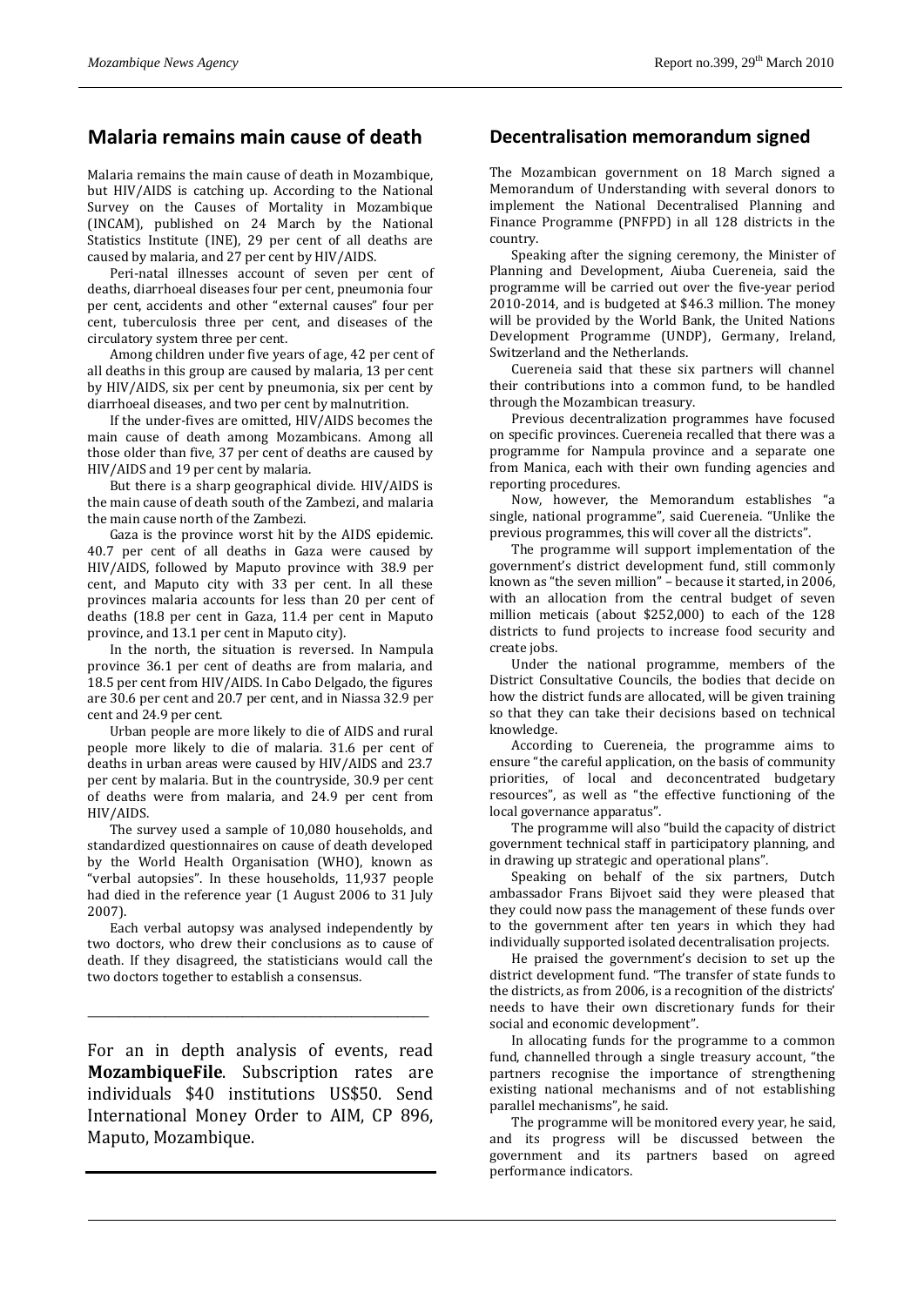## Malaria remains main cause of death

Malaria remains the main cause of death in Mozambique, but HIV/AIDS is catching up. According to the National Survey on the Causes of Mortality in Mozambique (INCAM), published on 24 March by the National Statistics Institute (INE), 29 per cent of all deaths are caused by malaria, and 27 per cent by HIV/AIDS.

Peri-natal illnesses account of seven per cent of deaths, diarrhoeal diseases four per cent, pneumonia four per cent, accidents and other "external causes" four per cent, tuberculosis three per cent, and diseases of the circulatory system three per cent.

Among children under five years of age, 42 per cent of all deaths in this group are caused by malaria, 13 per cent by HIV/AIDS, six per cent by pneumonia, six per cent by diarrhoeal diseases, and two per cent by malnutrition.

If the under-fives are omitted, HIV/AIDS becomes the main cause of death among Mozambicans. Among all those older than five, 37 per cent of deaths are caused by HIV/AIDS and 19 per cent by malaria.

But there is a sharp geographical divide. HIV/AIDS is the main cause of death south of the Zambezi, and malaria the main cause north of the Zambezi.

Gaza is the province worst hit by the AIDS epidemic. 40.7 per cent of all deaths in Gaza were caused by HIV/AIDS, followed by Maputo province with 38.9 per cent, and Maputo city with 33 per cent. In all these provinces malaria accounts for less than 20 per cent of deaths (18.8 per cent in Gaza, 11.4 per cent in Maputo province, and 13.1 per cent in Maputo city).

In the north, the situation is reversed. In Nampula province 36.1 per cent of deaths are from malaria, and 18.5 per cent from HIV/AIDS. In Cabo Delgado, the figures are 30.6 per cent and 20.7 per cent, and in Niassa 32.9 per cent and 24.9 per cent.

Urban people are more likely to die of AIDS and rural people more likely to die of malaria. 31.6 per cent of deaths in urban areas were caused by HIV/AIDS and 23.7 per cent by malaria. But in the countryside, 30.9 per cent of deaths were from malaria, and 24.9 per cent from HIV/AIDS.

The survey used a sample of 10,080 households, and standardized questionnaires on cause of death developed by the World Health Organisation (WHO), known as "verbal autopsies". In these households, 11,937 people had died in the reference year (1 August 2006 to 31 July 2007).

Each verbal autopsy was analysed independently by two doctors, who drew their conclusions as to cause of death. If they disagreed, the statisticians would call the two doctors together to establish a consensus.

---

For an in depth analysis of events, read **MozambiqueFile**. Subscription rates are individuals $40 institutions US$50. Send International Money Order to AIM, CP 896, Maputo, Mozambique.

## Decentralisation memorandum signed

The Mozambican government on 18 March signed a Memorandum of Understanding with several donors to implement the National Decentralised Planning and Finance Programme (PNFPD) in all 128 districts in the country.

Speaking after the signing ceremony, the Minister of Planning and Development, Aiuba Cuereneia, said the programme will be carried out over the five-year period 2010-2014, and is budgeted at $46.3 million. The money will be provided by the World Bank, the United Nations Development Programme (UNDP), Germany, Ireland, Switzerland and the Netherlands.

Cuereneia said that these six partners will channel their contributions into a common fund, to be handled through the Mozambican treasury.

Previous decentralization programmes have focused on specific provinces. Cuereneia recalled that there was a programme for Nampula province and a separate one from Manica, each with their own funding agencies and reporting procedures.

Now, however, the Memorandum establishes "a single, national programme", said Cuereneia. "Unlike the previous programmes, this will cover all the districts".

The programme will support implementation of the government's district development fund, still commonly known as "the seven million" – because it started, in 2006, with an allocation from the central budget of seven million meticais (about $252,000) to each of the 128 districts to fund projects to increase food security and create jobs.

Under the national programme, members of the District Consultative Councils, the bodies that decide on how the district funds are allocated, will be given training so that they can take their decisions based on technical knowledge.

According to Cuereneia, the programme aims to ensure "the careful application, on the basis of community priorities, of local and deconcentrated budgetary resources", as well as "the effective functioning of the local governance apparatus".

The programme will also "build the capacity of district government technical staff in participatory planning, and in drawing up strategic and operational plans".

Speaking on behalf of the six partners, Dutch ambassador Frans Bijvoet said they were pleased that they could now pass the management of these funds over to the government after ten years in which they had individually supported isolated decentralisation projects.

He praised the government's decision to set up the district development fund. "The transfer of state funds to the districts, as from 2006, is a recognition of the districts' needs to have their own discretionary funds for their social and economic development".

In allocating funds for the programme to a common fund, channelled through a single treasury account, "the partners recognise the importance of strengthening existing national mechanisms and of not establishing parallel mechanisms", he said.

The programme will be monitored every year, he said, and its progress will be discussed between the government and its partners based on agreed performance indicators.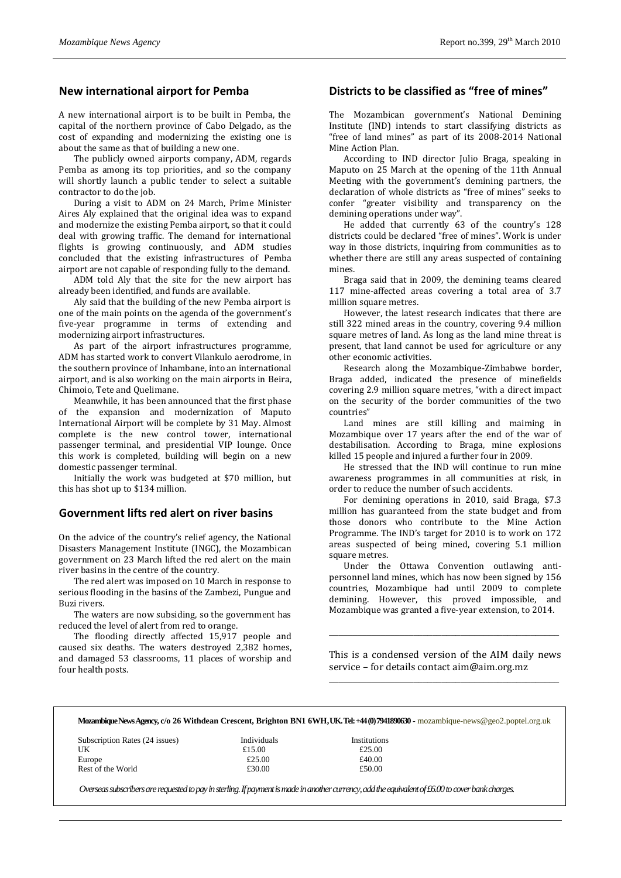## New international airport for Pemba

A new international airport is to be built in Pemba, the capital of the northern province of Cabo Delgado, as the cost of expanding and modernizing the existing one is about the same as that of building a new one.

The publicly owned airports company, ADM, regards Pemba as among its top priorities, and so the company will shortly launch a public tender to select a suitable contractor to do the job.

During a visit to ADM on 24 March, Prime Minister Aires Aly explained that the original idea was to expand and modernize the existing Pemba airport, so that it could deal with growing traffic. The demand for international flights is growing continuously, and ADM studies concluded that the existing infrastructures of Pemba airport are not capable of responding fully to the demand.

ADM told Aly that the site for the new airport has already been identified, and funds are available.

Aly said that the building of the new Pemba airport is one of the main points on the agenda of the government's five-year programme in terms of extending and modernizing airport infrastructures.

As part of the airport infrastructures programme, ADM has started work to convert Vilankulo aerodrome, in the southern province of Inhambane, into an international airport, and is also working on the main airports in Beira, Chimoio, Tete and Quelimane.

Meanwhile, it has been announced that the first phase of the expansion and modernization of Maputo International Airport will be complete by 31 May. Almost complete is the new control tower, international passenger terminal, and presidential VIP lounge. Once this work is completed, building will begin on a new domestic passenger terminal.

Initially the work was budgeted at $70 million, but this has shot up to $134 million.

## Government lifts red alert on river basins

On the advice of the country's relief agency, the National Disasters Management Institute (INGC), the Mozambican government on 23 March lifted the red alert on the main river basins in the centre of the country.

The red alert was imposed on 10 March in response to serious flooding in the basins of the Zambezi, Pungue and Buzi rivers.

The waters are now subsiding, so the government has reduced the level of alert from red to orange.

The flooding directly affected 15,917 people and caused six deaths. The waters destroyed 2,382 homes, and damaged 53 classrooms, 11 places of worship and four health posts.

## Districts to be classified as "free of mines"

The Mozambican government's National Demining Institute (IND) intends to start classifying districts as "free of land mines" as part of its 2008-2014 National Mine Action Plan.

According to IND director Julio Braga, speaking in Maputo on 25 March at the opening of the 11th Annual Meeting with the government's demining partners, the declaration of whole districts as "free of mines" seeks to confer "greater visibility and transparency on the demining operations under way".

He added that currently 63 of the country's 128 districts could be declared "free of mines". Work is under way in those districts, inquiring from communities as to whether there are still any areas suspected of containing mines.

Braga said that in 2009, the demining teams cleared 117 mine-affected areas covering a total area of 3.7 million square metres.

However, the latest research indicates that there are still 322 mined areas in the country, covering 9.4 million square metres of land. As long as the land mine threat is present, that land cannot be used for agriculture or any other economic activities.

Research along the Mozambique-Zimbabwe border, Braga added, indicated the presence of minefields covering 2.9 million square metres, "with a direct impact on the security of the border communities of the two countries"

Land mines are still killing and maiming in Mozambique over 17 years after the end of the war of destabilisation. According to Braga, mine explosions killed 15 people and injured a further four in 2009.

He stressed that the IND will continue to run mine awareness programmes in all communities at risk, in order to reduce the number of such accidents.

For demining operations in 2010, said Braga, $7.3 million has guaranteed from the state budget and from those donors who contribute to the Mine Action Programme. The IND's target for 2010 is to work on 172 areas suspected of being mined, covering 5.1 million square metres.

Under the Ottawa Convention outlawing anti-personnel land mines, which has now been signed by 156 countries, Mozambique had until 2009 to complete demining. However, this proved impossible, and Mozambique was granted a five-year extension, to 2014.

---

This is a condensed version of the AIM daily news service – for details contact aim@aim.org.mz

---

**Mozambique News Agency, c/o 26 Withdean Crescent, Brighton BN1 6WH, UK. Tel: +44 (0) 7941890630** - mozambique-news@geo2.poptel.org.uk

| Subscription Rates (24 issues) | Individuals | Institutions |
|---|---|---|
| UK | £15.00 | £25.00 |
| Europe | £25.00 | £40.00 |
| Rest of the World | £30.00 | £50.00 |

*Overseas subscribers are requested to pay in sterling. If payment is made in another currency, add the equivalent of £6.00 to cover bank charges.*